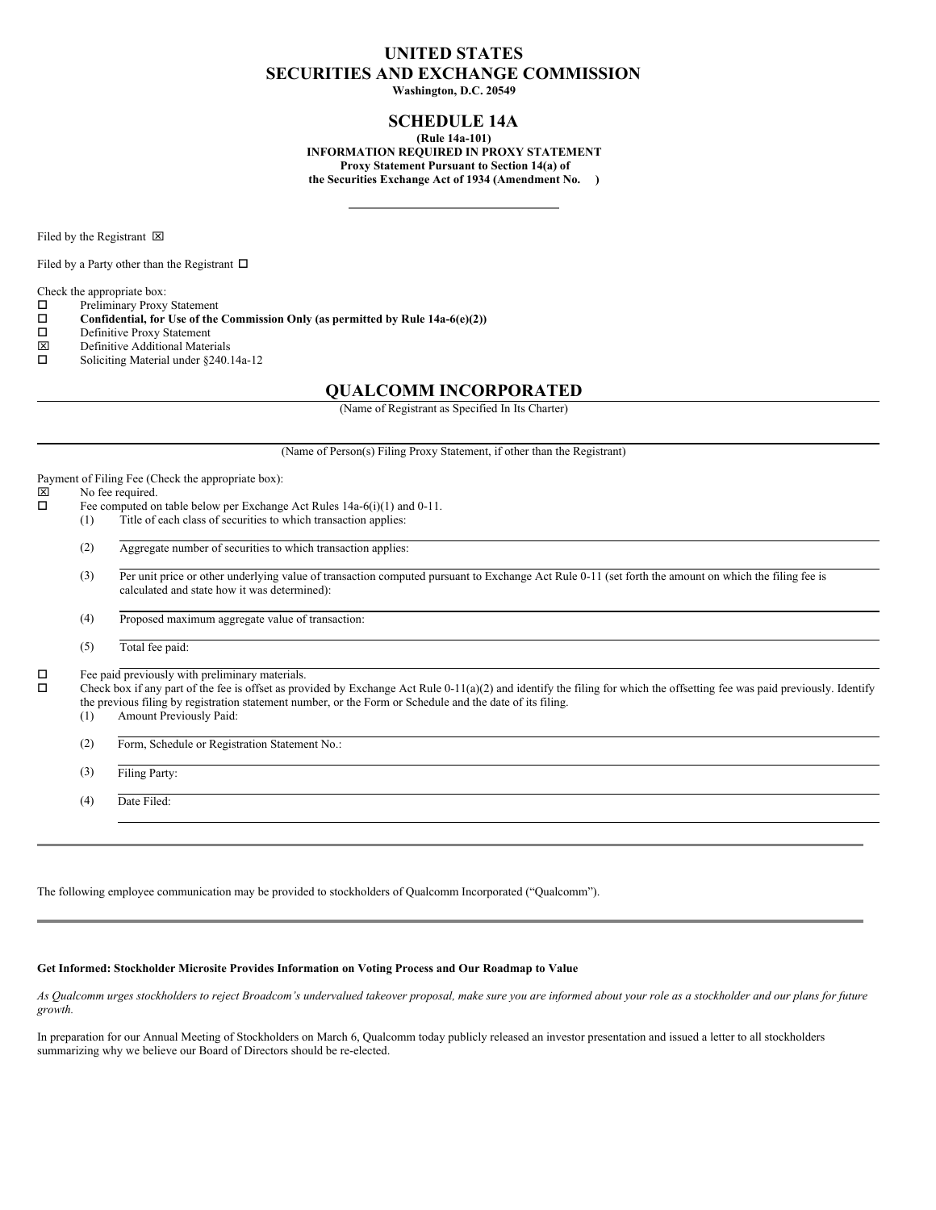# UNITED STATES
# SECURITIES AND EXCHANGE COMMISSION
**Washington, D.C. 20549**

## SCHEDULE 14A

**(Rule 14a-101)**
**INFORMATION REQUIRED IN PROXY STATEMENT**
**Proxy Statement Pursuant to Section 14(a) of**
**the Securities Exchange Act of 1934 (Amendment No. )**

Filed by the Registrant ☒

Filed by a Party other than the Registrant ☐

Check the appropriate box:

☐ Preliminary Proxy Statement
☐ **Confidential, for Use of the Commission Only (as permitted by Rule 14a-6(e)(2))**
☐ Definitive Proxy Statement
☒ Definitive Additional Materials
☐ Soliciting Material under §240.14a-12

## QUALCOMM INCORPORATED

(Name of Registrant as Specified In Its Charter)

(Name of Person(s) Filing Proxy Statement, if other than the Registrant)

Payment of Filing Fee (Check the appropriate box):

☒ No fee required.
☐ Fee computed on table below per Exchange Act Rules 14a-6(i)(1) and 0-11.

(1) Title of each class of securities to which transaction applies:

(2) Aggregate number of securities to which transaction applies:

(3) Per unit price or other underlying value of transaction computed pursuant to Exchange Act Rule 0-11 (set forth the amount on which the filing fee is calculated and state how it was determined):

(4) Proposed maximum aggregate value of transaction:

(5) Total fee paid:

☐ Fee paid previously with preliminary materials.
☐ Check box if any part of the fee is offset as provided by Exchange Act Rule 0-11(a)(2) and identify the filing for which the offsetting fee was paid previously. Identify the previous filing by registration statement number, or the Form or Schedule and the date of its filing.

(1) Amount Previously Paid:

(2) Form, Schedule or Registration Statement No.:

(3) Filing Party:

(4) Date Filed:

The following employee communication may be provided to stockholders of Qualcomm Incorporated ("Qualcomm").

**Get Informed: Stockholder Microsite Provides Information on Voting Process and Our Roadmap to Value**

*As Qualcomm urges stockholders to reject Broadcom's undervalued takeover proposal, make sure you are informed about your role as a stockholder and our plans for future growth.*

In preparation for our Annual Meeting of Stockholders on March 6, Qualcomm today publicly released an investor presentation and issued a letter to all stockholders summarizing why we believe our Board of Directors should be re-elected.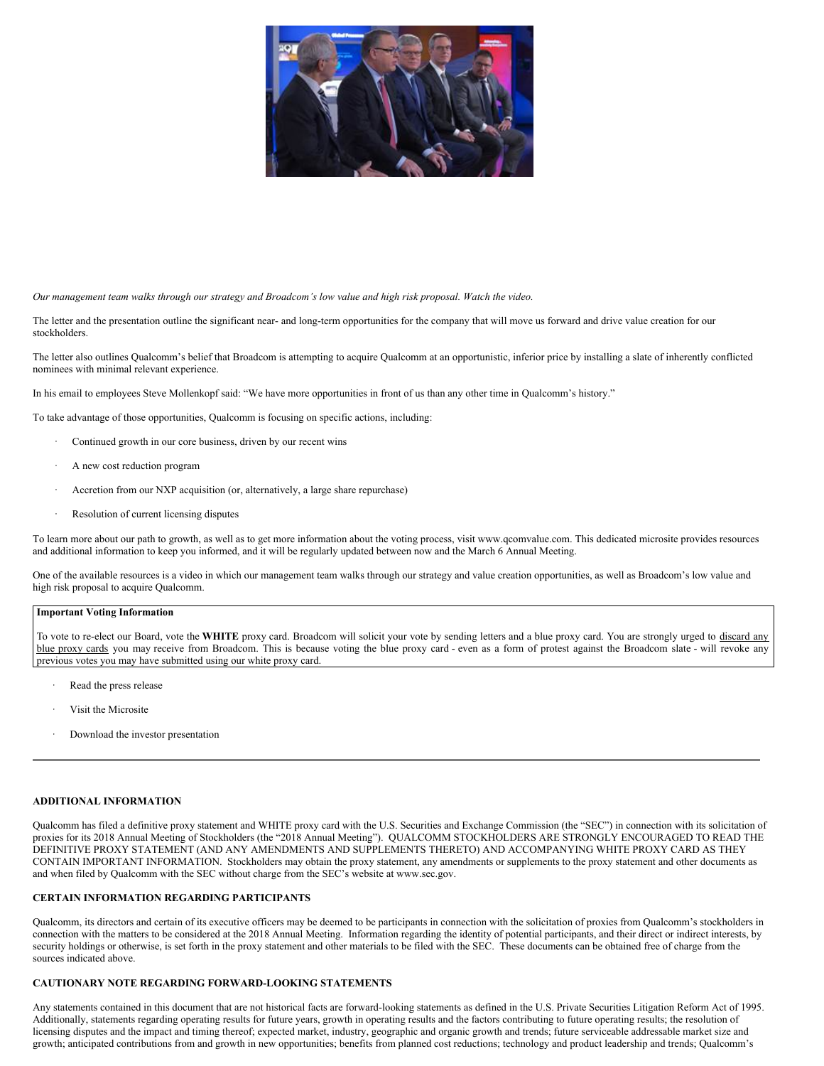*Our management team walks through our strategy and Broadcom's low value and high risk proposal. Watch the video.*

The letter and the presentation outline the significant near- and long-term opportunities for the company that will move us forward and drive value creation for our stockholders.

The letter also outlines Qualcomm's belief that Broadcom is attempting to acquire Qualcomm at an opportunistic, inferior price by installing a slate of inherently conflicted nominees with minimal relevant experience.

In his email to employees Steve Mollenkopf said: "We have more opportunities in front of us than any other time in Qualcomm's history."

To take advantage of those opportunities, Qualcomm is focusing on specific actions, including:

- Continued growth in our core business, driven by our recent wins
- A new cost reduction program
- Accretion from our NXP acquisition (or, alternatively, a large share repurchase)
- Resolution of current licensing disputes

To learn more about our path to growth, as well as to get more information about the voting process, visit www.qcomvalue.com. This dedicated microsite provides resources and additional information to keep you informed, and it will be regularly updated between now and the March 6 Annual Meeting.

One of the available resources is a video in which our management team walks through our strategy and value creation opportunities, as well as Broadcom's low value and high risk proposal to acquire Qualcomm.

**Important Voting Information**

To vote to re-elect our Board, vote the **WHITE** proxy card. Broadcom will solicit your vote by sending letters and a blue proxy card. You are strongly urged to discard any blue proxy cards you may receive from Broadcom. This is because voting the blue proxy card - even as a form of protest against the Broadcom slate - will revoke any previous votes you may have submitted using our white proxy card.

- Read the press release
- Visit the Microsite
- Download the investor presentation

---

**ADDITIONAL INFORMATION**

Qualcomm has filed a definitive proxy statement and WHITE proxy card with the U.S. Securities and Exchange Commission (the "SEC") in connection with its solicitation of proxies for its 2018 Annual Meeting of Stockholders (the "2018 Annual Meeting"). QUALCOMM STOCKHOLDERS ARE STRONGLY ENCOURAGED TO READ THE DEFINITIVE PROXY STATEMENT (AND ANY AMENDMENTS AND SUPPLEMENTS THERETO) AND ACCOMPANYING WHITE PROXY CARD AS THEY CONTAIN IMPORTANT INFORMATION. Stockholders may obtain the proxy statement, any amendments or supplements to the proxy statement and other documents as and when filed by Qualcomm with the SEC without charge from the SEC's website at www.sec.gov.

**CERTAIN INFORMATION REGARDING PARTICIPANTS**

Qualcomm, its directors and certain of its executive officers may be deemed to be participants in connection with the solicitation of proxies from Qualcomm's stockholders in connection with the matters to be considered at the 2018 Annual Meeting. Information regarding the identity of potential participants, and their direct or indirect interests, by security holdings or otherwise, is set forth in the proxy statement and other materials to be filed with the SEC. These documents can be obtained free of charge from the sources indicated above.

**CAUTIONARY NOTE REGARDING FORWARD-LOOKING STATEMENTS**

Any statements contained in this document that are not historical facts are forward-looking statements as defined in the U.S. Private Securities Litigation Reform Act of 1995. Additionally, statements regarding operating results for future years, growth in operating results and the factors contributing to future operating results; the resolution of licensing disputes and the impact and timing thereof; expected market, industry, geographic and organic growth and trends; future serviceable addressable market size and growth; anticipated contributions from and growth in new opportunities; benefits from planned cost reductions; technology and product leadership and trends; Qualcomm's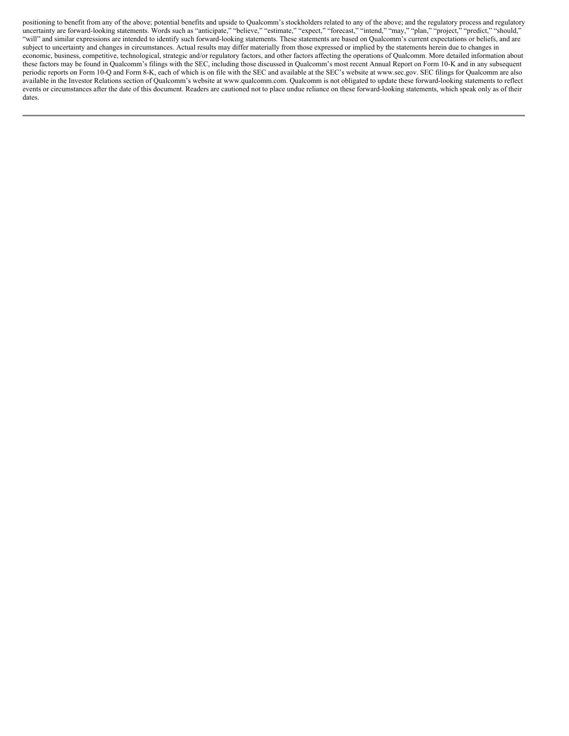positioning to benefit from any of the above; potential benefits and upside to Qualcomm's stockholders related to any of the above; and the regulatory process and regulatory uncertainty are forward-looking statements. Words such as "anticipate," "believe," "estimate," "expect," "forecast," "intend," "may," "plan," "project," "predict," "should," "will" and similar expressions are intended to identify such forward-looking statements. These statements are based on Qualcomm's current expectations or beliefs, and are subject to uncertainty and changes in circumstances. Actual results may differ materially from those expressed or implied by the statements herein due to changes in economic, business, competitive, technological, strategic and/or regulatory factors, and other factors affecting the operations of Qualcomm. More detailed information about these factors may be found in Qualcomm's filings with the SEC, including those discussed in Qualcomm's most recent Annual Report on Form 10-K and in any subsequent periodic reports on Form 10-Q and Form 8-K, each of which is on file with the SEC and available at the SEC's website at www.sec.gov. SEC filings for Qualcomm are also available in the Investor Relations section of Qualcomm's website at www.qualcomm.com. Qualcomm is not obligated to update these forward-looking statements to reflect events or circumstances after the date of this document. Readers are cautioned not to place undue reliance on these forward-looking statements, which speak only as of their dates.

---